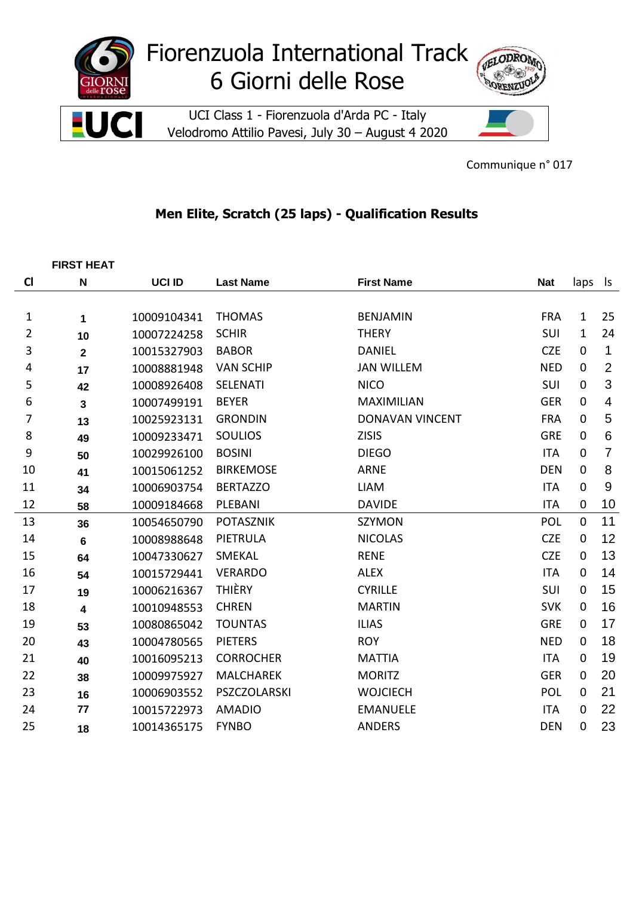# Fiorenzuola International Track
# 6 Giorni delle Rose

UCI Class 1 - Fiorenzuola d'Arda PC - Italy
Velodromo Attilio Pavesi, July 30 – August 4 2020

Communique n° 017

## Men Elite, Scratch (25 laps) - Qualification Results

**FIRST HEAT**

| Cl | N | UCI ID | Last Name | First Name | Nat | laps | ls |
|---|---|---|---|---|---|---|---|
| 1 | 1 | 10009104341 | THOMAS | BENJAMIN | FRA | 1 | 25 |
| 2 | 10 | 10007224258 | SCHIR | THERY | SUI | 1 | 24 |
| 3 | 2 | 10015327903 | BABOR | DANIEL | CZE | 0 | 1 |
| 4 | 17 | 10008881948 | VAN SCHIP | JAN WILLEM | NED | 0 | 2 |
| 5 | 42 | 10008926408 | SELENATI | NICO | SUI | 0 | 3 |
| 6 | 3 | 10007499191 | BEYER | MAXIMILIAN | GER | 0 | 4 |
| 7 | 13 | 10025923131 | GRONDIN | DONAVAN VINCENT | FRA | 0 | 5 |
| 8 | 49 | 10009233471 | SOULIOS | ZISIS | GRE | 0 | 6 |
| 9 | 50 | 10029926100 | BOSINI | DIEGO | ITA | 0 | 7 |
| 10 | 41 | 10015061252 | BIRKEMOSE | ARNE | DEN | 0 | 8 |
| 11 | 34 | 10006903754 | BERTAZZO | LIAM | ITA | 0 | 9 |
| 12 | 58 | 10009184668 | PLEBANI | DAVIDE | ITA | 0 | 10 |
| 13 | 36 | 10054650790 | POTASZNIK | SZYMON | POL | 0 | 11 |
| 14 | 6 | 10008988648 | PIETRULA | NICOLAS | CZE | 0 | 12 |
| 15 | 64 | 10047330627 | SMEKAL | RENE | CZE | 0 | 13 |
| 16 | 54 | 10015729441 | VERARDO | ALEX | ITA | 0 | 14 |
| 17 | 19 | 10006216367 | THIÈRY | CYRILLE | SUI | 0 | 15 |
| 18 | 4 | 10010948553 | CHREN | MARTIN | SVK | 0 | 16 |
| 19 | 53 | 10080865042 | TOUNTAS | ILIAS | GRE | 0 | 17 |
| 20 | 43 | 10004780565 | PIETERS | ROY | NED | 0 | 18 |
| 21 | 40 | 10016095213 | CORROCHER | MATTIA | ITA | 0 | 19 |
| 22 | 38 | 10009975927 | MALCHAREK | MORITZ | GER | 0 | 20 |
| 23 | 16 | 10006903552 | PSZCZOLARSKI | WOJCIECH | POL | 0 | 21 |
| 24 | 77 | 10015722973 | AMADIO | EMANUELE | ITA | 0 | 22 |
| 25 | 18 | 10014365175 | FYNBO | ANDERS | DEN | 0 | 23 |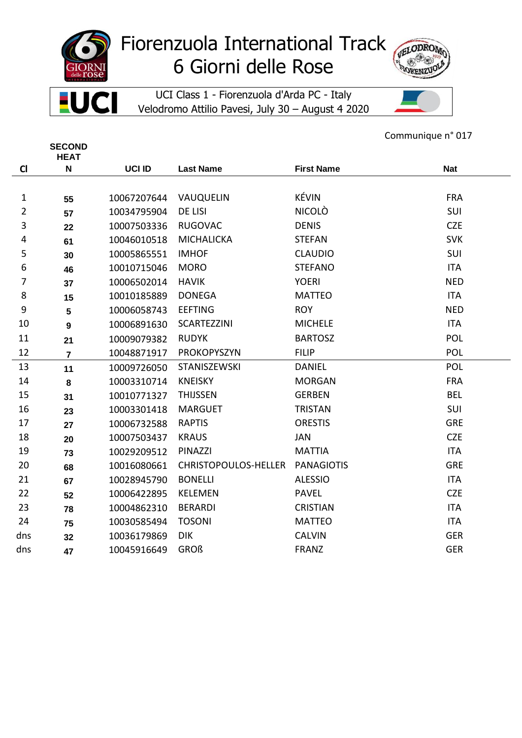# Fiorenzuola International Track
# 6 Giorni delle Rose

UCI Class 1 - Fiorenzuola d'Arda PC - Italy
Velodromo Attilio Pavesi, July 30 – August 4 2020

Communique n° 017

| Cl | SECOND HEAT N | UCI ID | Last Name | First Name | Nat |
|---|---|---|---|---|---|
| 1 | 55 | 10067207644 | VAUQUELIN | KÉVIN | FRA |
| 2 | 57 | 10034795904 | DE LISI | NICOLÒ | SUI |
| 3 | 22 | 10007503336 | RUGOVAC | DENIS | CZE |
| 4 | 61 | 10046010518 | MICHALICKA | STEFAN | SVK |
| 5 | 30 | 10005865551 | IMHOF | CLAUDIO | SUI |
| 6 | 46 | 10010715046 | MORO | STEFANO | ITA |
| 7 | 37 | 10006502014 | HAVIK | YOERI | NED |
| 8 | 15 | 10010185889 | DONEGA | MATTEO | ITA |
| 9 | 5 | 10006058743 | EEFTING | ROY | NED |
| 10 | 9 | 10006891630 | SCARTEZZINI | MICHELE | ITA |
| 11 | 21 | 10009079382 | RUDYK | BARTOSZ | POL |
| 12 | 7 | 10048871917 | PROKOPYSZYN | FILIP | POL |
| 13 | 11 | 10009726050 | STANISZEWSKI | DANIEL | POL |
| 14 | 8 | 10003310714 | KNEISKY | MORGAN | FRA |
| 15 | 31 | 10010771327 | THIJSSEN | GERBEN | BEL |
| 16 | 23 | 10003301418 | MARGUET | TRISTAN | SUI |
| 17 | 27 | 10006732588 | RAPTIS | ORESTIS | GRE |
| 18 | 20 | 10007503437 | KRAUS | JAN | CZE |
| 19 | 73 | 10029209512 | PINAZZI | MATTIA | ITA |
| 20 | 68 | 10016080661 | CHRISTOPOULOS-HELLER | PANAGIOTIS | GRE |
| 21 | 67 | 10028945790 | BONELLI | ALESSIO | ITA |
| 22 | 52 | 10006422895 | KELEMEN | PAVEL | CZE |
| 23 | 78 | 10004862310 | BERARDI | CRISTIAN | ITA |
| 24 | 75 | 10030585494 | TOSONI | MATTEO | ITA |
| dns | 32 | 10036179869 | DIK | CALVIN | GER |
| dns | 47 | 10045916649 | GROß | FRANZ | GER |